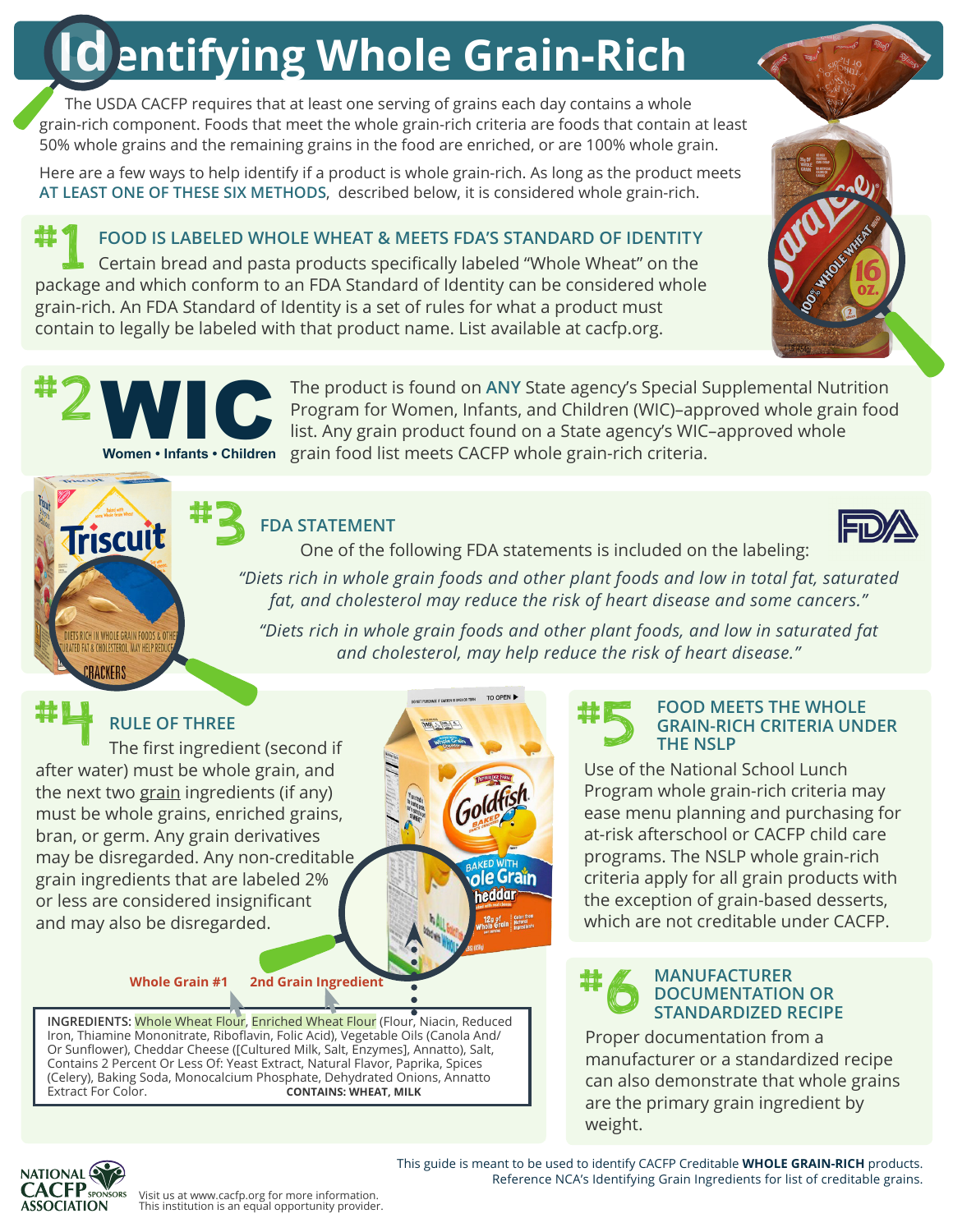# Identifying Whole Grain-Rich

The USDA CACFP requires that at least one serving of grains each day contains a whole grain-rich component. Foods that meet the whole grain-rich criteria are foods that contain at least 50% whole grains and the remaining grains in the food are enriched, or are 100% whole grain.

Here are a few ways to help identify if a product is whole grain-rich. As long as the product meets AT LEAST ONE OF THESE SIX METHODS, described below, it is considered whole grain-rich.

## #1 FOOD IS LABELED WHOLE WHEAT & MEETS FDA'S STANDARD OF IDENTITY

Certain bread and pasta products specifically labeled "Whole Wheat" on the package and which conform to an FDA Standard of Identity can be considered whole grain-rich. An FDA Standard of Identity is a set of rules for what a product must contain to legally be labeled with that product name. List available at cacfp.org.

## #2 WIC

WIC — Women • Infants • Children

The product is found on ANY State agency's Special Supplemental Nutrition Program for Women, Infants, and Children (WIC)–approved whole grain food list. Any grain product found on a State agency's WIC–approved whole grain food list meets CACFP whole grain-rich criteria.

## #3 FDA STATEMENT

One of the following FDA statements is included on the labeling:

*"Diets rich in whole grain foods and other plant foods and low in total fat, saturated fat, and cholesterol may reduce the risk of heart disease and some cancers."*

*"Diets rich in whole grain foods and other plant foods, and low in saturated fat and cholesterol, may help reduce the risk of heart disease."*

## #4 RULE OF THREE

The first ingredient (second if after water) must be whole grain, and the next two grain ingredients (if any) must be whole grains, enriched grains, bran, or germ. Any grain derivatives may be disregarded. Any non-creditable grain ingredients that are labeled 2% or less are considered insignificant and may also be disregarded.

Whole Grain #1 — 2nd Grain Ingredient

INGREDIENTS: Whole Wheat Flour, Enriched Wheat Flour (Flour, Niacin, Reduced Iron, Thiamine Mononitrate, Riboflavin, Folic Acid), Vegetable Oils (Canola And/ Or Sunflower), Cheddar Cheese ([Cultured Milk, Salt, Enzymes], Annatto), Salt, Contains 2 Percent Or Less Of: Yeast Extract, Natural Flavor, Paprika, Spices (Celery), Baking Soda, Monocalcium Phosphate, Dehydrated Onions, Annatto Extract For Color. **CONTAINS: WHEAT, MILK**

## #5 FOOD MEETS THE WHOLE GRAIN-RICH CRITERIA UNDER THE NSLP

Use of the National School Lunch Program whole grain-rich criteria may ease menu planning and purchasing for at-risk afterschool or CACFP child care programs. The NSLP whole grain-rich criteria apply for all grain products with the exception of grain-based desserts, which are not creditable under CACFP.

## #6 MANUFACTURER DOCUMENTATION OR STANDARDIZED RECIPE

Proper documentation from a manufacturer or a standardized recipe can also demonstrate that whole grains are the primary grain ingredient by weight.

This guide is meant to be used to identify CACFP Creditable **WHOLE GRAIN-RICH** products. Reference NCA's Identifying Grain Ingredients for list of creditable grains.

NATIONAL CACFP SPONSORS ASSOCIATION

Visit us at www.cacfp.org for more information.
This institution is an equal opportunity provider.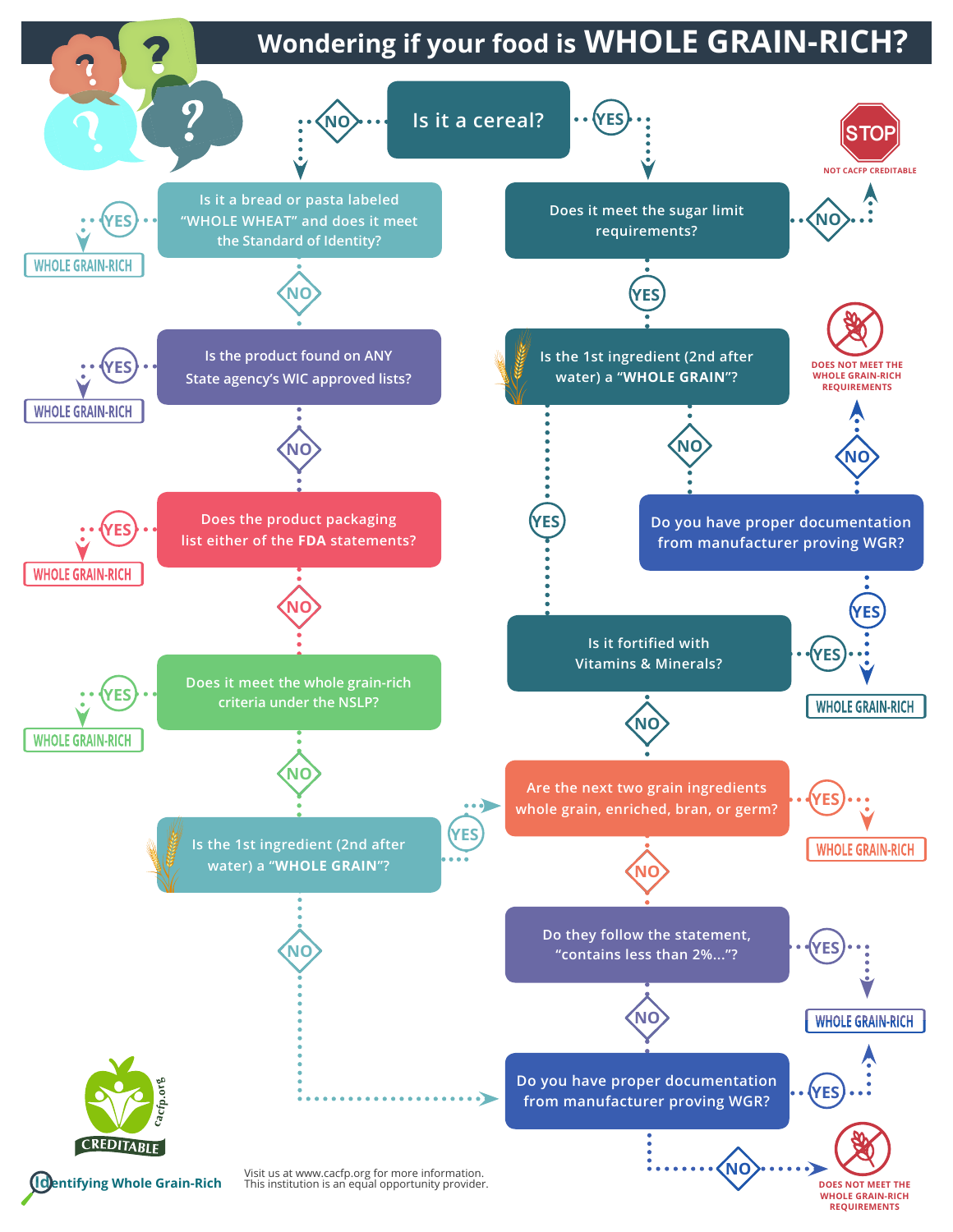# Wondering if your food is WHOLE GRAIN-RICH?

Is it a cereal?

NO

Is it a bread or pasta labeled "WHOLE WHEAT" and does it meet the Standard of Identity?

YES → WHOLE GRAIN-RICH

NO

Is the product found on ANY State agency's WIC approved lists?

YES → WHOLE GRAIN-RICH

NO

Does the product packaging list either of the FDA statements?

YES → WHOLE GRAIN-RICH

NO

Does it meet the whole grain-rich criteria under the NSLP?

YES → WHOLE GRAIN-RICH

NO

Is the 1st ingredient (2nd after water) a "WHOLE GRAIN"?

YES → Are the next two grain ingredients whole grain, enriched, bran, or germ?

NO → Do you have proper documentation from manufacturer proving WGR?

YES

Does it meet the sugar limit requirements?

NO → STOP — NOT CACFP CREDITABLE

YES

Is the 1st ingredient (2nd after water) a "WHOLE GRAIN"?

NO → Do you have proper documentation from manufacturer proving WGR?

- NO → DOES NOT MEET THE WHOLE GRAIN-RICH REQUIREMENTS
- YES → WHOLE GRAIN-RICH

YES

Is it fortified with Vitamins & Minerals?

YES → WHOLE GRAIN-RICH

NO

Are the next two grain ingredients whole grain, enriched, bran, or germ?

YES → WHOLE GRAIN-RICH

NO

Do they follow the statement, "contains less than 2%..."?

YES → WHOLE GRAIN-RICH

NO

Do you have proper documentation from manufacturer proving WGR?

YES → WHOLE GRAIN-RICH

NO → DOES NOT MEET THE WHOLE GRAIN-RICH REQUIREMENTS

CREDITABLE cacfp.org

Identifying Whole Grain-Rich

Visit us at www.cacfp.org for more information.
This institution is an equal opportunity provider.